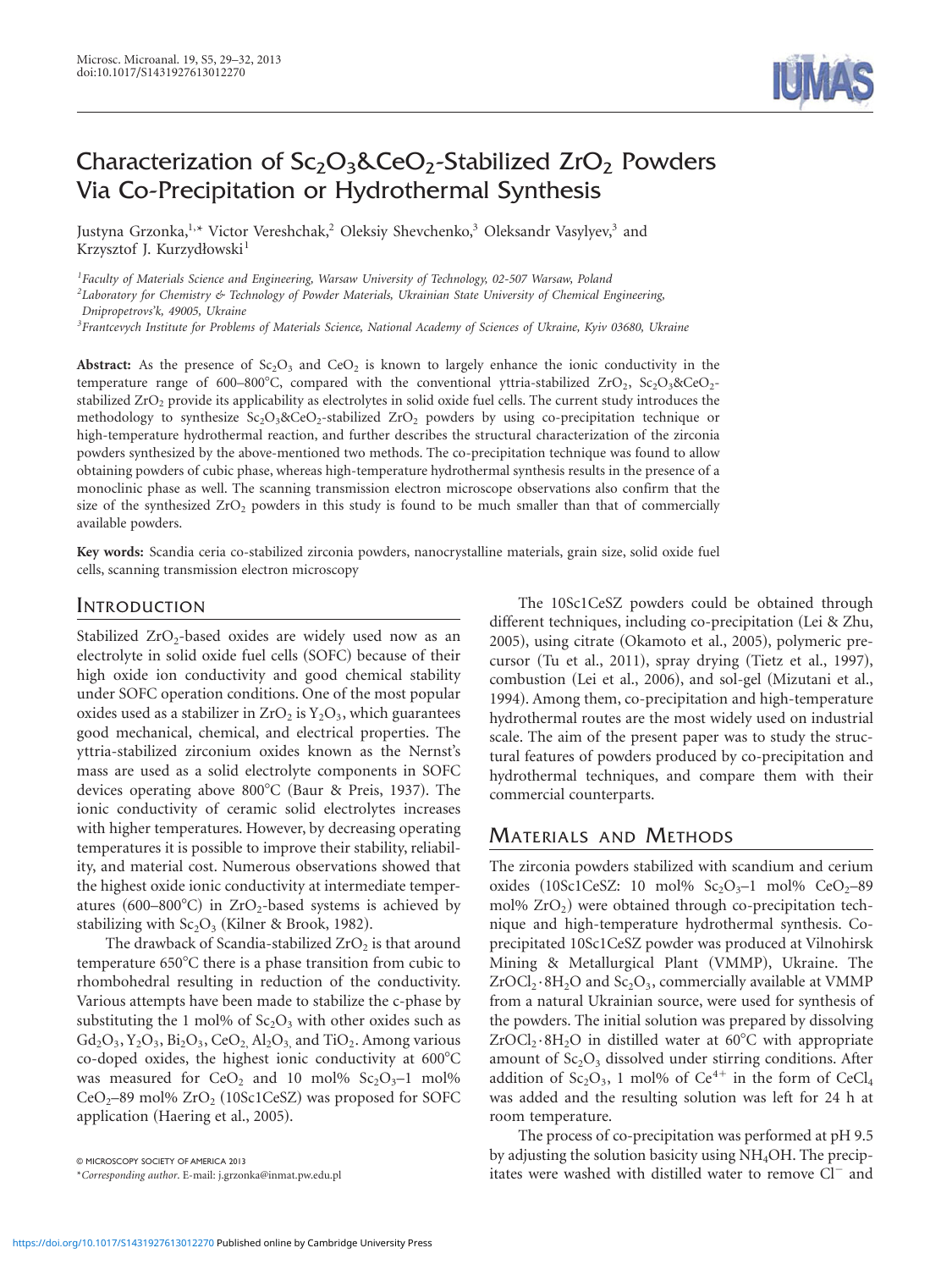# Characterization of $Sc_2O_3$&$CeO_2$-Stabilized $ZrO_2$ Powders Via Co-Precipitation or Hydrothermal Synthesis

Justyna Grzonka,[1,*] Victor Vereshchak,[2] Oleksiy Shevchenko,[3] Oleksandr Vasylyev,[3] and Krzysztof J. Kurzydłowski[1]

[1]*Faculty of Materials Science and Engineering, Warsaw University of Technology, 02-507 Warsaw, Poland*
[2]*Laboratory for Chemistry & Technology of Powder Materials, Ukrainian State University of Chemical Engineering, Dnipropetrovs'k, 49005, Ukraine*
[3]*Frantcevych Institute for Problems of Materials Science, National Academy of Sciences of Ukraine, Kyiv 03680, Ukraine*

**Abstract:** As the presence of $Sc_2O_3$ and $CeO_2$ is known to largely enhance the ionic conductivity in the temperature range of 600–800°C, compared with the conventional yttria-stabilized $ZrO_2$, $Sc_2O_3$&$CeO_2$-stabilized $ZrO_2$ provide its applicability as electrolytes in solid oxide fuel cells. The current study introduces the methodology to synthesize $Sc_2O_3$&$CeO_2$-stabilized $ZrO_2$ powders by using co-precipitation technique or high-temperature hydrothermal reaction, and further describes the structural characterization of the zirconia powders synthesized by the above-mentioned two methods. The co-precipitation technique was found to allow obtaining powders of cubic phase, whereas high-temperature hydrothermal synthesis results in the presence of a monoclinic phase as well. The scanning transmission electron microscope observations also confirm that the size of the synthesized $ZrO_2$ powders in this study is found to be much smaller than that of commercially available powders.

**Key words:** Scandia ceria co-stabilized zirconia powders, nanocrystalline materials, grain size, solid oxide fuel cells, scanning transmission electron microscopy

## Introduction

Stabilized $ZrO_2$-based oxides are widely used now as an electrolyte in solid oxide fuel cells (SOFC) because of their high oxide ion conductivity and good chemical stability under SOFC operation conditions. One of the most popular oxides used as a stabilizer in $ZrO_2$ is $Y_2O_3$, which guarantees good mechanical, chemical, and electrical properties. The yttria-stabilized zirconium oxides known as the Nernst's mass are used as a solid electrolyte components in SOFC devices operating above 800°C (Baur & Preis, 1937). The ionic conductivity of ceramic solid electrolytes increases with higher temperatures. However, by decreasing operating temperatures it is possible to improve their stability, reliability, and material cost. Numerous observations showed that the highest oxide ionic conductivity at intermediate temperatures (600–800°C) in $ZrO_2$-based systems is achieved by stabilizing with $Sc_2O_3$ (Kilner & Brook, 1982).

The drawback of Scandia-stabilized $ZrO_2$ is that around temperature 650°C there is a phase transition from cubic to rhombohedral resulting in reduction of the conductivity. Various attempts have been made to stabilize the c-phase by substituting the 1 mol% of $Sc_2O_3$ with other oxides such as $Gd_2O_3$, $Y_2O_3$, $Bi_2O_3$, $CeO_2$, $Al_2O_3$, and $TiO_2$. Among various co-doped oxides, the highest ionic conductivity at 600°C was measured for $CeO_2$ and 10 mol% $Sc_2O_3$–1 mol% $CeO_2$–89 mol% $ZrO_2$ (10Sc1CeSZ) was proposed for SOFC application (Haering et al., 2005).

The 10Sc1CeSZ powders could be obtained through different techniques, including co-precipitation (Lei & Zhu, 2005), using citrate (Okamoto et al., 2005), polymeric precursor (Tu et al., 2011), spray drying (Tietz et al., 1997), combustion (Lei et al., 2006), and sol-gel (Mizutani et al., 1994). Among them, co-precipitation and high-temperature hydrothermal routes are the most widely used on industrial scale. The aim of the present paper was to study the structural features of powders produced by co-precipitation and hydrothermal techniques, and compare them with their commercial counterparts.

## Materials and Methods

The zirconia powders stabilized with scandium and cerium oxides (10Sc1CeSZ: 10 mol% $Sc_2O_3$–1 mol% $CeO_2$–89 mol% $ZrO_2$) were obtained through co-precipitation technique and high-temperature hydrothermal synthesis. Co-precipitated 10Sc1CeSZ powder was produced at Vilnohirsk Mining & Metallurgical Plant (VMMP), Ukraine. The $ZrOCl_2 \cdot 8H_2O$ and $Sc_2O_3$, commercially available at VMMP from a natural Ukrainian source, were used for synthesis of the powders. The initial solution was prepared by dissolving $ZrOCl_2 \cdot 8H_2O$ in distilled water at 60°C with appropriate amount of $Sc_2O_3$ dissolved under stirring conditions. After addition of $Sc_2O_3$, 1 mol% of $Ce^{4+}$ in the form of $CeCl_4$ was added and the resulting solution was left for 24 h at room temperature.

The process of co-precipitation was performed at pH 9.5 by adjusting the solution basicity using $NH_4OH$. The precipitates were washed with distilled water to remove $Cl^-$ and

© MICROSCOPY SOCIETY OF AMERICA 2013
\**Corresponding author*. E-mail: j.grzonka@inmat.pw.edu.pl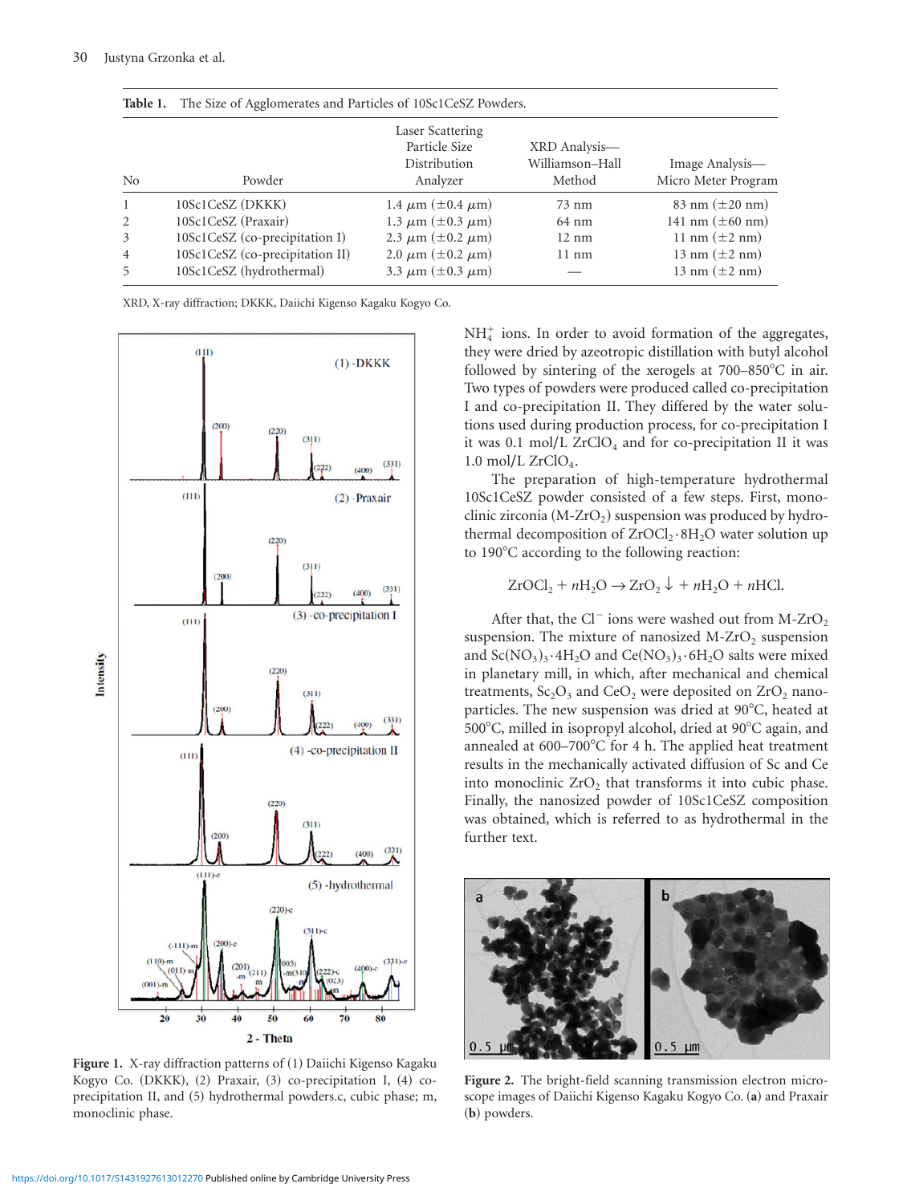**Table 1.** The Size of Agglomerates and Particles of 10Sc1CeSZ Powders.

| No | Powder | Laser Scattering Particle Size Distribution Analyzer | XRD Analysis—Williamson–Hall Method | Image Analysis—Micro Meter Program |
|---|---|---|---|---|
| 1 | 10Sc1CeSZ (DKKK) | 1.4 $\mu$m ($\pm$0.4 $\mu$m) | 73 nm | 83 nm ($\pm$20 nm) |
| 2 | 10Sc1CeSZ (Praxair) | 1.3 $\mu$m ($\pm$0.3 $\mu$m) | 64 nm | 141 nm ($\pm$60 nm) |
| 3 | 10Sc1CeSZ (co-precipitation I) | 2.3 $\mu$m ($\pm$0.2 $\mu$m) | 12 nm | 11 nm ($\pm$2 nm) |
| 4 | 10Sc1CeSZ (co-precipitation II) | 2.0 $\mu$m ($\pm$0.2 $\mu$m) | 11 nm | 13 nm ($\pm$2 nm) |
| 5 | 10Sc1CeSZ (hydrothermal) | 3.3 $\mu$m ($\pm$0.3 $\mu$m) | — | 13 nm ($\pm$2 nm) |

XRD, X-ray diffraction; DKKK, Daiichi Kigenso Kagaku Kogyo Co.

**Figure 1.** X-ray diffraction patterns of (1) Daiichi Kigenso Kagaku Kogyo Co. (DKKK), (2) Praxair, (3) co-precipitation I, (4) co-precipitation II, and (5) hydrothermal powders.c, cubic phase; m, monoclinic phase.

$NH_4^+$ ions. In order to avoid formation of the aggregates, they were dried by azeotropic distillation with butyl alcohol followed by sintering of the xerogels at 700–850°C in air. Two types of powders were produced called co-precipitation I and co-precipitation II. They differed by the water solutions used during production process, for co-precipitation I it was 0.1 mol/L $ZrClO_4$ and for co-precipitation II it was 1.0 mol/L $ZrClO_4$.

The preparation of high-temperature hydrothermal 10Sc1CeSZ powder consisted of a few steps. First, monoclinic zirconia (M-$ZrO_2$) suspension was produced by hydrothermal decomposition of $ZrOCl_2 \cdot 8H_2O$ water solution up to 190°C according to the following reaction:

$$ZrOCl_2 + nH_2O \rightarrow ZrO_2\downarrow + nH_2O + nHCl.$$

After that, the $Cl^-$ ions were washed out from M-$ZrO_2$ suspension. The mixture of nanosized M-$ZrO_2$ suspension and $Sc(NO_3)_3 \cdot 4H_2O$ and $Ce(NO_3)_3 \cdot 6H_2O$ salts were mixed in planetary mill, in which, after mechanical and chemical treatments, $Sc_2O_3$ and $CeO_2$ were deposited on $ZrO_2$ nanoparticles. The new suspension was dried at 90°C, heated at 500°C, milled in isopropyl alcohol, dried at 90°C again, and annealed at 600–700°C for 4 h. The applied heat treatment results in the mechanically activated diffusion of Sc and Ce into monoclinic $ZrO_2$ that transforms it into cubic phase. Finally, the nanosized powder of 10Sc1CeSZ composition was obtained, which is referred to as hydrothermal in the further text.

**Figure 2.** The bright-field scanning transmission electron microscope images of Daiichi Kigenso Kagaku Kogyo Co. (**a**) and Praxair (**b**) powders.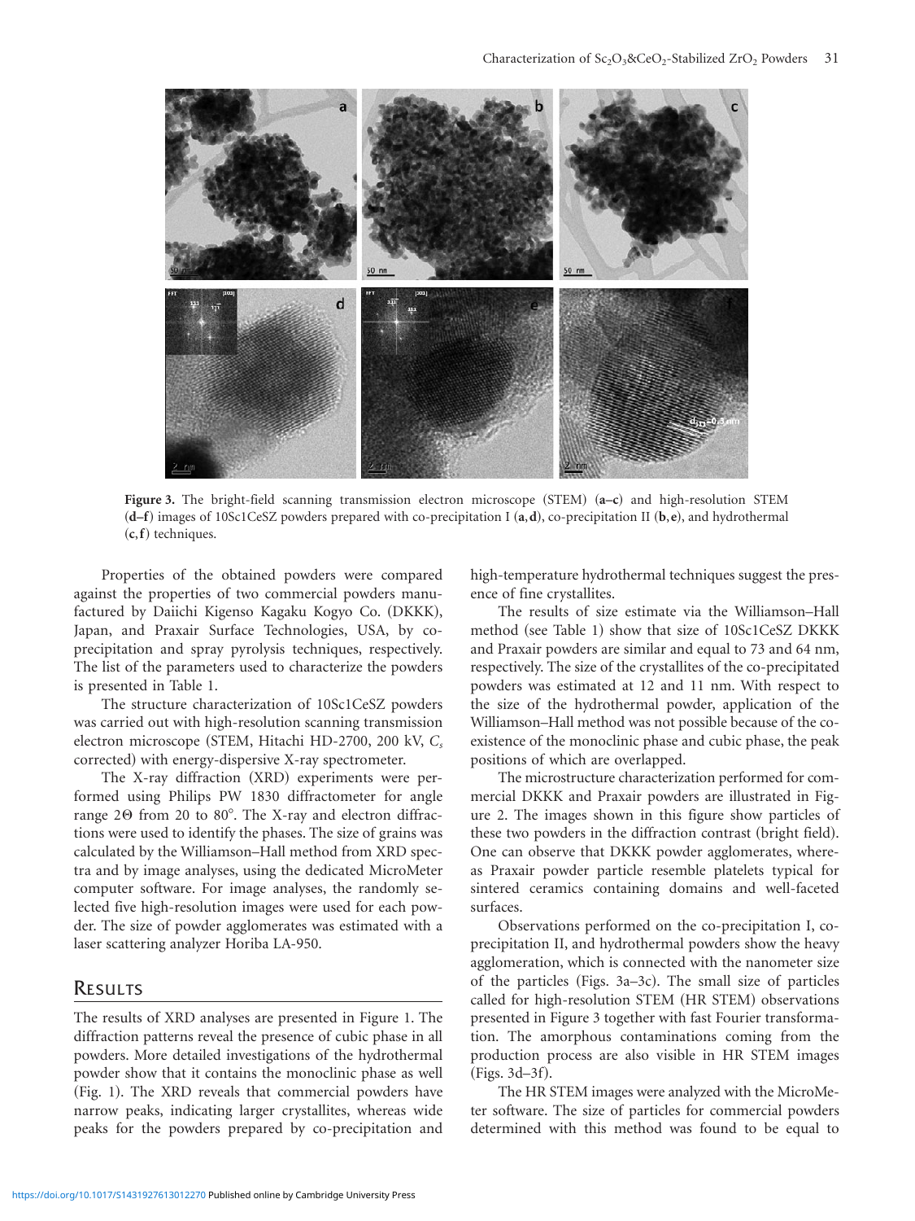**Figure 3.** The bright-field scanning transmission electron microscope (STEM) (**a–c**) and high-resolution STEM (**d–f**) images of 10Sc1CeSZ powders prepared with co-precipitation I (**a**,**d**), co-precipitation II (**b**,**e**), and hydrothermal (**c**,**f**) techniques.

Properties of the obtained powders were compared against the properties of two commercial powders manufactured by Daiichi Kigenso Kagaku Kogyo Co. (DKKK), Japan, and Praxair Surface Technologies, USA, by co-precipitation and spray pyrolysis techniques, respectively. The list of the parameters used to characterize the powders is presented in Table 1.

The structure characterization of 10Sc1CeSZ powders was carried out with high-resolution scanning transmission electron microscope (STEM, Hitachi HD-2700, 200 kV, $C_s$ corrected) with energy-dispersive X-ray spectrometer.

The X-ray diffraction (XRD) experiments were performed using Philips PW 1830 diffractometer for angle range 2Θ from 20 to 80°. The X-ray and electron diffractions were used to identify the phases. The size of grains was calculated by the Williamson–Hall method from XRD spectra and by image analyses, using the dedicated MicroMeter computer software. For image analyses, the randomly selected five high-resolution images were used for each powder. The size of powder agglomerates was estimated with a laser scattering analyzer Horiba LA-950.

## Results

The results of XRD analyses are presented in Figure 1. The diffraction patterns reveal the presence of cubic phase in all powders. More detailed investigations of the hydrothermal powder show that it contains the monoclinic phase as well (Fig. 1). The XRD reveals that commercial powders have narrow peaks, indicating larger crystallites, whereas wide peaks for the powders prepared by co-precipitation and high-temperature hydrothermal techniques suggest the presence of fine crystallites.

The results of size estimate via the Williamson–Hall method (see Table 1) show that size of 10Sc1CeSZ DKKK and Praxair powders are similar and equal to 73 and 64 nm, respectively. The size of the crystallites of the co-precipitated powders was estimated at 12 and 11 nm. With respect to the size of the hydrothermal powder, application of the Williamson–Hall method was not possible because of the co-existence of the monoclinic phase and cubic phase, the peak positions of which are overlapped.

The microstructure characterization performed for commercial DKKK and Praxair powders are illustrated in Figure 2. The images shown in this figure show particles of these two powders in the diffraction contrast (bright field). One can observe that DKKK powder agglomerates, whereas Praxair powder particle resemble platelets typical for sintered ceramics containing domains and well-faceted surfaces.

Observations performed on the co-precipitation I, co-precipitation II, and hydrothermal powders show the heavy agglomeration, which is connected with the nanometer size of the particles (Figs. 3a–3c). The small size of particles called for high-resolution STEM (HR STEM) observations presented in Figure 3 together with fast Fourier transformation. The amorphous contaminations coming from the production process are also visible in HR STEM images (Figs. 3d–3f).

The HR STEM images were analyzed with the MicroMeter software. The size of particles for commercial powders determined with this method was found to be equal to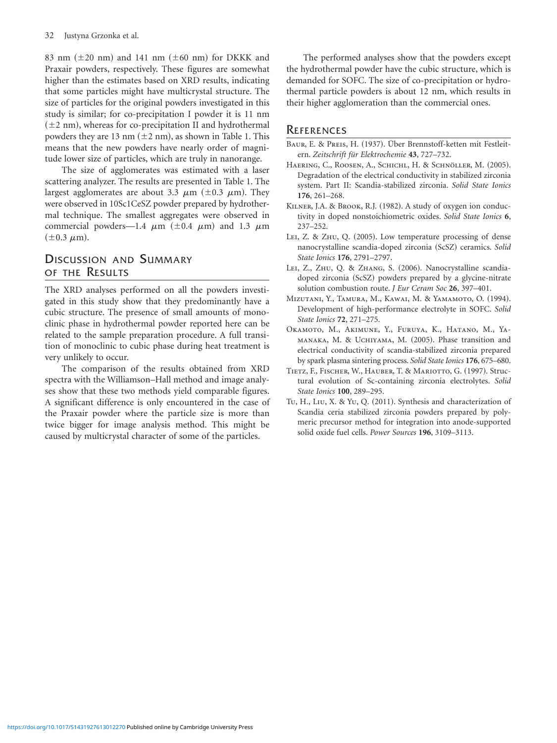83 nm (±20 nm) and 141 nm (±60 nm) for DKKK and Praxair powders, respectively. These figures are somewhat higher than the estimates based on XRD results, indicating that some particles might have multicrystal structure. The size of particles for the original powders investigated in this study is similar; for co-precipitation I powder it is 11 nm (±2 nm), whereas for co-precipitation II and hydrothermal powders they are 13 nm (±2 nm), as shown in Table 1. This means that the new powders have nearly order of magnitude lower size of particles, which are truly in nanorange.

The size of agglomerates was estimated with a laser scattering analyzer. The results are presented in Table 1. The largest agglomerates are about 3.3 $\mu$m (±0.3 $\mu$m). They were observed in 10Sc1CeSZ powder prepared by hydrothermal technique. The smallest aggregates were observed in commercial powders—1.4 $\mu$m (±0.4 $\mu$m) and 1.3 $\mu$m (±0.3 $\mu$m).

## Discussion and Summary of the Results

The XRD analyses performed on all the powders investigated in this study show that they predominantly have a cubic structure. The presence of small amounts of monoclinic phase in hydrothermal powder reported here can be related to the sample preparation procedure. A full transition of monoclinic to cubic phase during heat treatment is very unlikely to occur.

The comparison of the results obtained from XRD spectra with the Williamson–Hall method and image analyses show that these two methods yield comparable figures. A significant difference is only encountered in the case of the Praxair powder where the particle size is more than twice bigger for image analysis method. This might be caused by multicrystal character of some of the particles.

The performed analyses show that the powders except the hydrothermal powder have the cubic structure, which is demanded for SOFC. The size of co-precipitation or hydrothermal particle powders is about 12 nm, which results in their higher agglomeration than the commercial ones.

## References

Baur, E. & Preis, H. (1937). Über Brennstoff-ketten mit Festleitern. *Zeitschrift für Elektrochemie* **43**, 727–732.

Haering, C., Roosen, A., Schichl, H. & Schnöller, M. (2005). Degradation of the electrical conductivity in stabilized zirconia system. Part II: Scandia-stabilized zirconia. *Solid State Ionics* **176**, 261–268.

Kilner, J.A. & Brook, R.J. (1982). A study of oxygen ion conductivity in doped nonstoichiometric oxides. *Solid State Ionics* **6**, 237–252.

Lei, Z. & Zhu, Q. (2005). Low temperature processing of dense nanocrystalline scandia-doped zirconia (ScSZ) ceramics. *Solid State Ionics* **176**, 2791–2797.

Lei, Z., Zhu, Q. & Zhang, S. (2006). Nanocrystalline scandia-doped zirconia (ScSZ) powders prepared by a glycine-nitrate solution combustion route. *J Eur Ceram Soc* **26**, 397–401.

Mizutani, Y., Tamura, M., Kawai, M. & Yamamoto, O. (1994). Development of high-performance electrolyte in SOFC. *Solid State Ionics* **72**, 271–275.

Okamoto, M., Akimune, Y., Furuya, K., Hatano, M., Yamanaka, M. & Uchiyama, M. (2005). Phase transition and electrical conductivity of scandia-stabilized zirconia prepared by spark plasma sintering process. *Solid State Ionics* **176**, 675–680.

Tietz, F., Fischer, W., Hauber, T. & Mariotto, G. (1997). Structural evolution of Sc-containing zirconia electrolytes. *Solid State Ionics* **100**, 289–295.

Tu, H., Liu, X. & Yu, Q. (2011). Synthesis and characterization of Scandia ceria stabilized zirconia powders prepared by polymeric precursor method for integration into anode-supported solid oxide fuel cells. *Power Sources* **196**, 3109–3113.